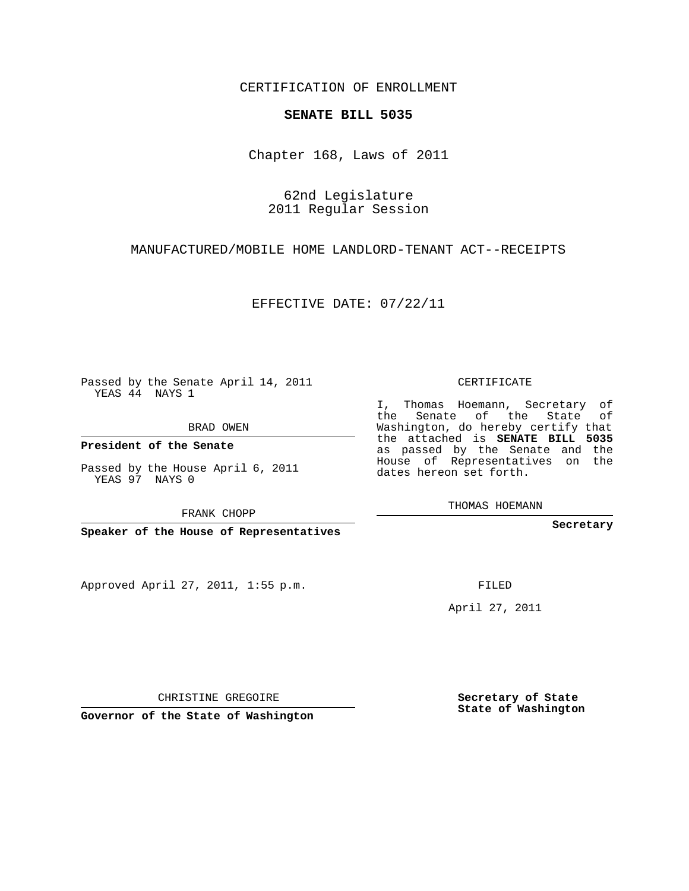CERTIFICATION OF ENROLLMENT

**SENATE BILL 5035**

Chapter 168, Laws of 2011

62nd Legislature
2011 Regular Session

MANUFACTURED/MOBILE HOME LANDLORD-TENANT ACT--RECEIPTS

EFFECTIVE DATE: 07/22/11

Passed by the Senate April 14, 2011
YEAS 44 NAYS 1

BRAD OWEN

**President of the Senate**

Passed by the House April 6, 2011
YEAS 97 NAYS 0

FRANK CHOPP

**Speaker of the House of Representatives**

CERTIFICATE

I, Thomas Hoemann, Secretary of the Senate of the State of Washington, do hereby certify that the attached is **SENATE BILL 5035** as passed by the Senate and the House of Representatives on the dates hereon set forth.

THOMAS HOEMANN

**Secretary**

Approved April 27, 2011, 1:55 p.m.

FILED

April 27, 2011

CHRISTINE GREGOIRE

**Governor of the State of Washington**

**Secretary of State**
**State of Washington**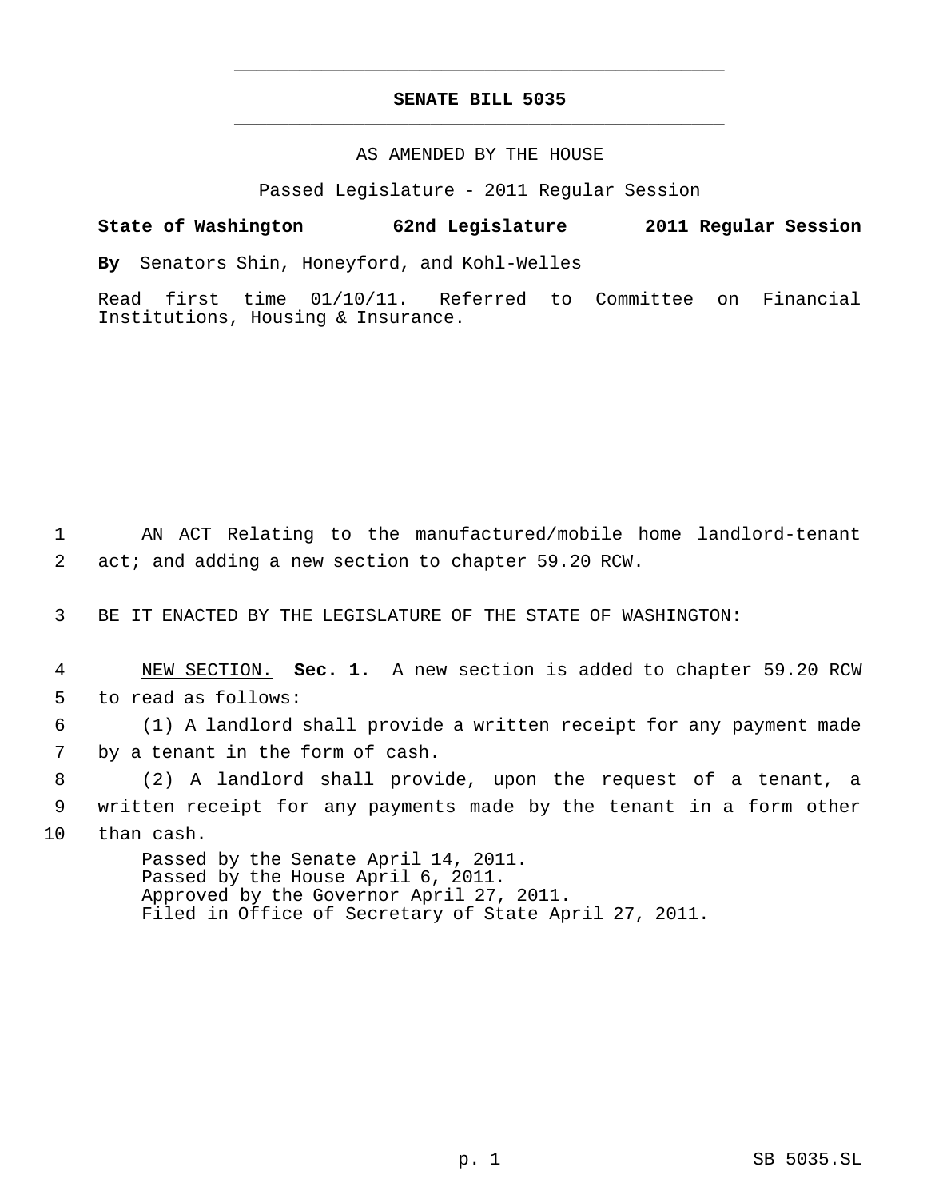# SENATE BILL 5035

AS AMENDED BY THE HOUSE

Passed Legislature - 2011 Regular Session

**State of Washington** **62nd Legislature** **2011 Regular Session**

**By** Senators Shin, Honeyford, and Kohl-Welles

Read first time 01/10/11. Referred to Committee on Financial Institutions, Housing & Insurance.

AN ACT Relating to the manufactured/mobile home landlord-tenant act; and adding a new section to chapter 59.20 RCW.

BE IT ENACTED BY THE LEGISLATURE OF THE STATE OF WASHINGTON:

NEW SECTION. **Sec. 1.** A new section is added to chapter 59.20 RCW to read as follows:

(1) A landlord shall provide a written receipt for any payment made by a tenant in the form of cash.

(2) A landlord shall provide, upon the request of a tenant, a written receipt for any payments made by the tenant in a form other than cash.

Passed by the Senate April 14, 2011.
Passed by the House April 6, 2011.
Approved by the Governor April 27, 2011.
Filed in Office of Secretary of State April 27, 2011.